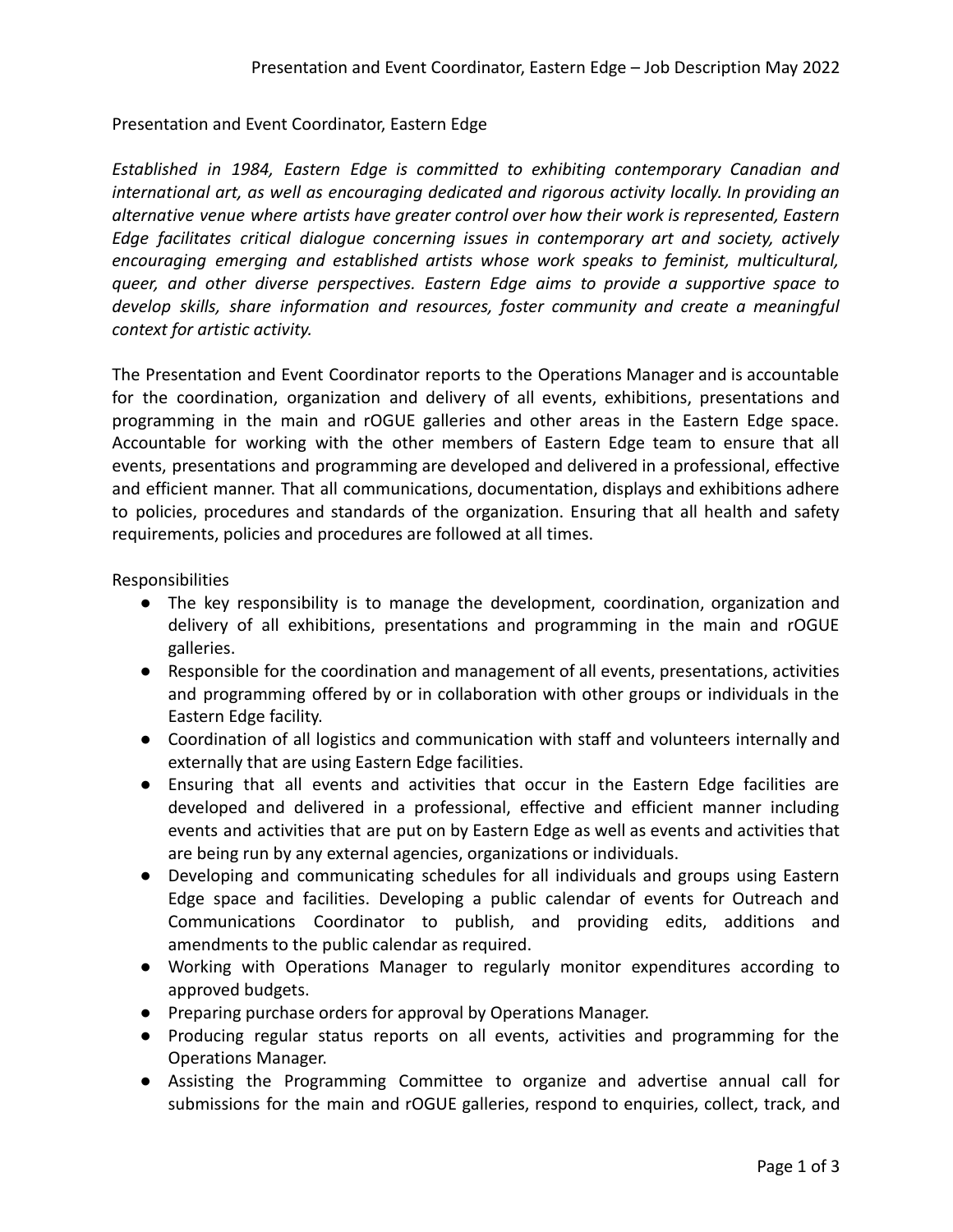# Presentation and Event Coordinator, Eastern Edge

*Established in 1984, Eastern Edge is committed to exhibiting contemporary Canadian and international art, as well as encouraging dedicated and rigorous activity locally. In providing an alternative venue where artists have greater control over how their work is represented, Eastern Edge facilitates critical dialogue concerning issues in contemporary art and society, actively encouraging emerging and established artists whose work speaks to feminist, multicultural, queer, and other diverse perspectives. Eastern Edge aims to provide a supportive space to develop skills, share information and resources, foster community and create a meaningful context for artistic activity.*

The Presentation and Event Coordinator reports to the Operations Manager and is accountable for the coordination, organization and delivery of all events, exhibitions, presentations and programming in the main and rOGUE galleries and other areas in the Eastern Edge space. Accountable for working with the other members of Eastern Edge team to ensure that all events, presentations and programming are developed and delivered in a professional, effective and efficient manner. That all communications, documentation, displays and exhibitions adhere to policies, procedures and standards of the organization. Ensuring that all health and safety requirements, policies and procedures are followed at all times.

## Responsibilities

- The key responsibility is to manage the development, coordination, organization and delivery of all exhibitions, presentations and programming in the main and rOGUE galleries.
- Responsible for the coordination and management of all events, presentations, activities and programming offered by or in collaboration with other groups or individuals in the Eastern Edge facility.
- Coordination of all logistics and communication with staff and volunteers internally and externally that are using Eastern Edge facilities.
- Ensuring that all events and activities that occur in the Eastern Edge facilities are developed and delivered in a professional, effective and efficient manner including events and activities that are put on by Eastern Edge as well as events and activities that are being run by any external agencies, organizations or individuals.
- Developing and communicating schedules for all individuals and groups using Eastern Edge space and facilities. Developing a public calendar of events for Outreach and Communications Coordinator to publish, and providing edits, additions and amendments to the public calendar as required.
- Working with Operations Manager to regularly monitor expenditures according to approved budgets.
- Preparing purchase orders for approval by Operations Manager.
- Producing regular status reports on all events, activities and programming for the Operations Manager.
- Assisting the Programming Committee to organize and advertise annual call for submissions for the main and rOGUE galleries, respond to enquiries, collect, track, and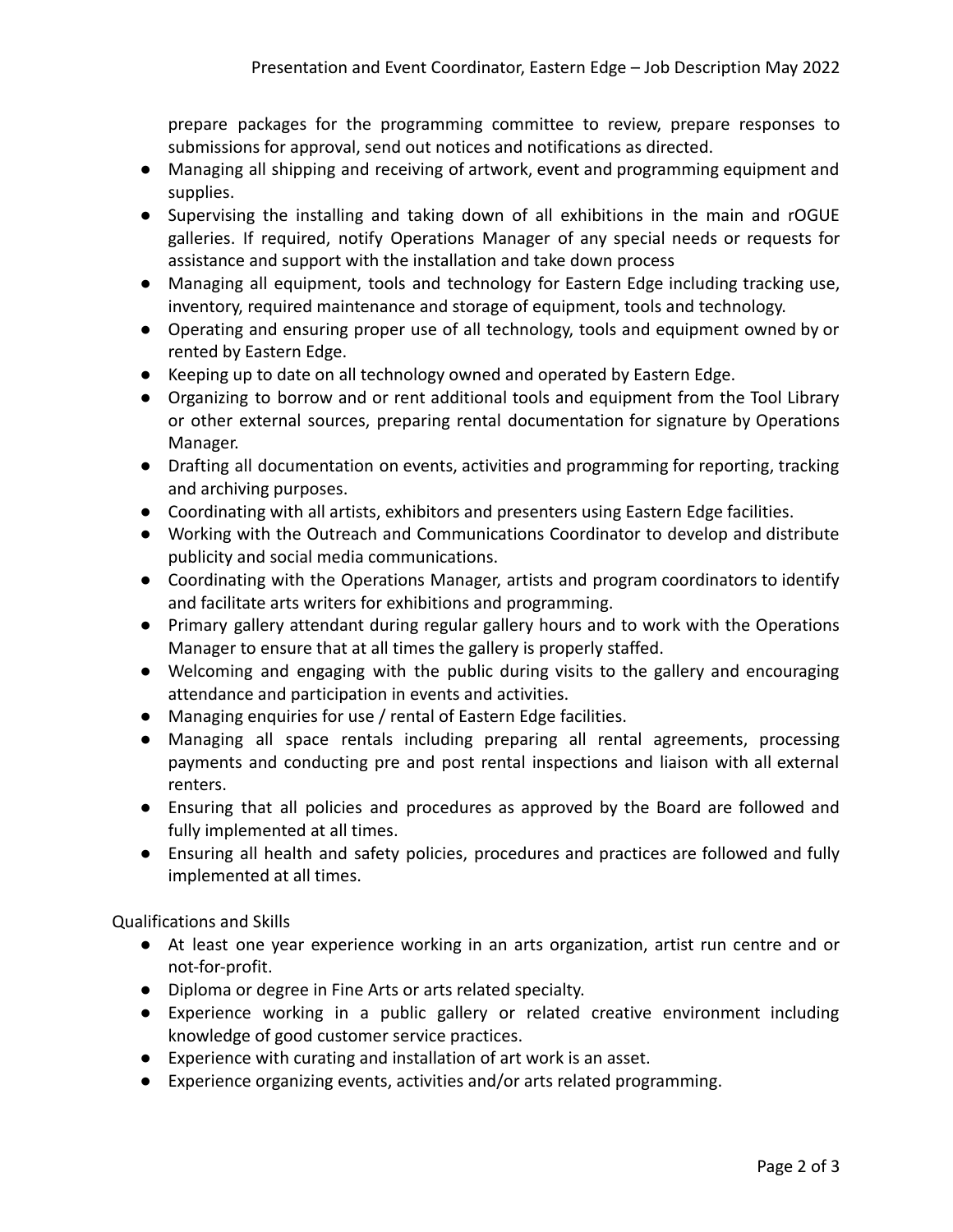prepare packages for the programming committee to review, prepare responses to submissions for approval, send out notices and notifications as directed.

- Managing all shipping and receiving of artwork, event and programming equipment and supplies.
- Supervising the installing and taking down of all exhibitions in the main and rOGUE galleries. If required, notify Operations Manager of any special needs or requests for assistance and support with the installation and take down process
- Managing all equipment, tools and technology for Eastern Edge including tracking use, inventory, required maintenance and storage of equipment, tools and technology.
- Operating and ensuring proper use of all technology, tools and equipment owned by or rented by Eastern Edge.
- Keeping up to date on all technology owned and operated by Eastern Edge.
- Organizing to borrow and or rent additional tools and equipment from the Tool Library or other external sources, preparing rental documentation for signature by Operations Manager.
- Drafting all documentation on events, activities and programming for reporting, tracking and archiving purposes.
- Coordinating with all artists, exhibitors and presenters using Eastern Edge facilities.
- Working with the Outreach and Communications Coordinator to develop and distribute publicity and social media communications.
- Coordinating with the Operations Manager, artists and program coordinators to identify and facilitate arts writers for exhibitions and programming.
- Primary gallery attendant during regular gallery hours and to work with the Operations Manager to ensure that at all times the gallery is properly staffed.
- Welcoming and engaging with the public during visits to the gallery and encouraging attendance and participation in events and activities.
- Managing enquiries for use / rental of Eastern Edge facilities.
- Managing all space rentals including preparing all rental agreements, processing payments and conducting pre and post rental inspections and liaison with all external renters.
- Ensuring that all policies and procedures as approved by the Board are followed and fully implemented at all times.
- Ensuring all health and safety policies, procedures and practices are followed and fully implemented at all times.

Qualifications and Skills

- At least one year experience working in an arts organization, artist run centre and or not-for-profit.
- Diploma or degree in Fine Arts or arts related specialty.
- Experience working in a public gallery or related creative environment including knowledge of good customer service practices.
- Experience with curating and installation of art work is an asset.
- Experience organizing events, activities and/or arts related programming.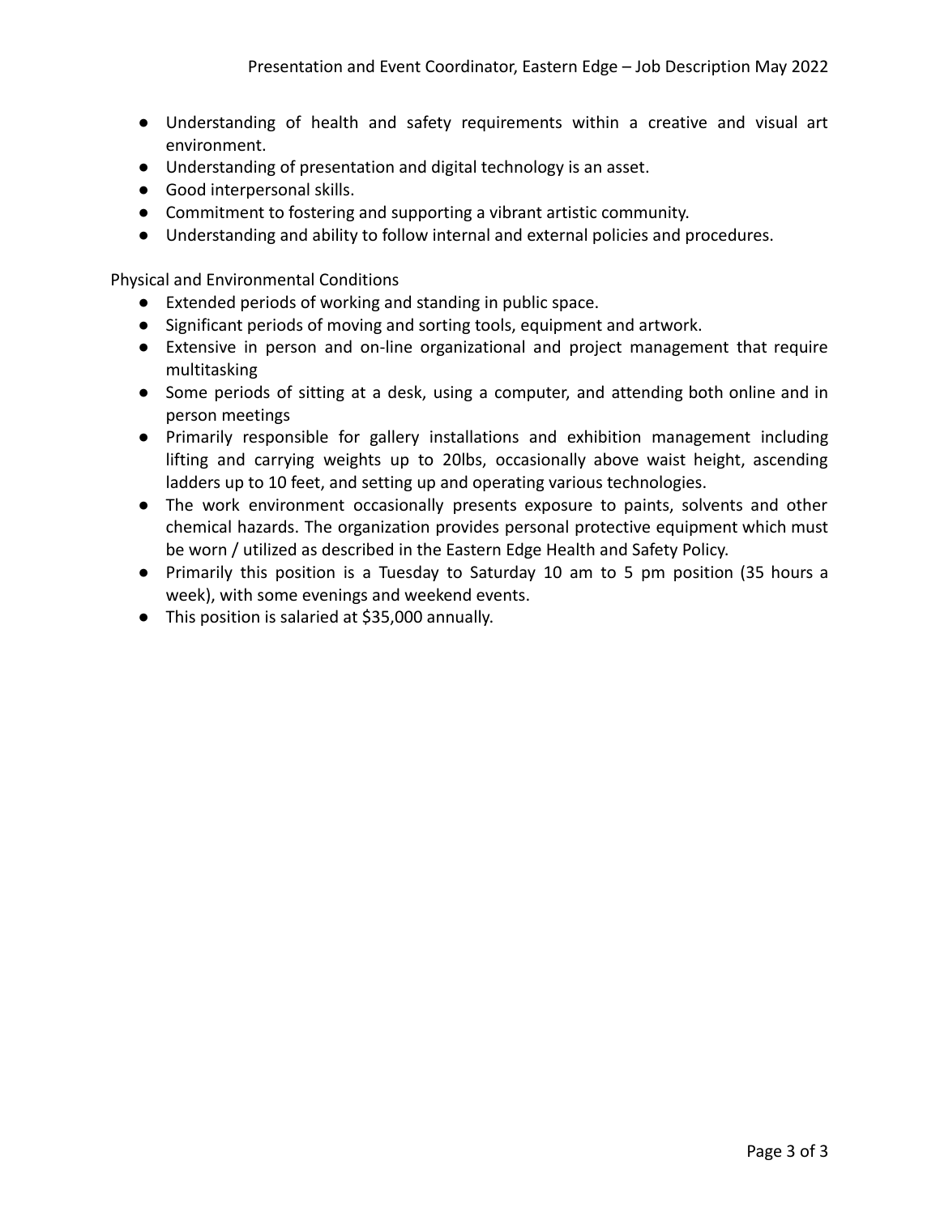- Understanding of health and safety requirements within a creative and visual art environment.
- Understanding of presentation and digital technology is an asset.
- Good interpersonal skills.
- Commitment to fostering and supporting a vibrant artistic community.
- Understanding and ability to follow internal and external policies and procedures.

Physical and Environmental Conditions

- Extended periods of working and standing in public space.
- Significant periods of moving and sorting tools, equipment and artwork.
- Extensive in person and on-line organizational and project management that require multitasking
- Some periods of sitting at a desk, using a computer, and attending both online and in person meetings
- Primarily responsible for gallery installations and exhibition management including lifting and carrying weights up to 20lbs, occasionally above waist height, ascending ladders up to 10 feet, and setting up and operating various technologies.
- The work environment occasionally presents exposure to paints, solvents and other chemical hazards. The organization provides personal protective equipment which must be worn / utilized as described in the Eastern Edge Health and Safety Policy.
- Primarily this position is a Tuesday to Saturday 10 am to 5 pm position (35 hours a week), with some evenings and weekend events.
- This position is salaried at $35,000 annually.